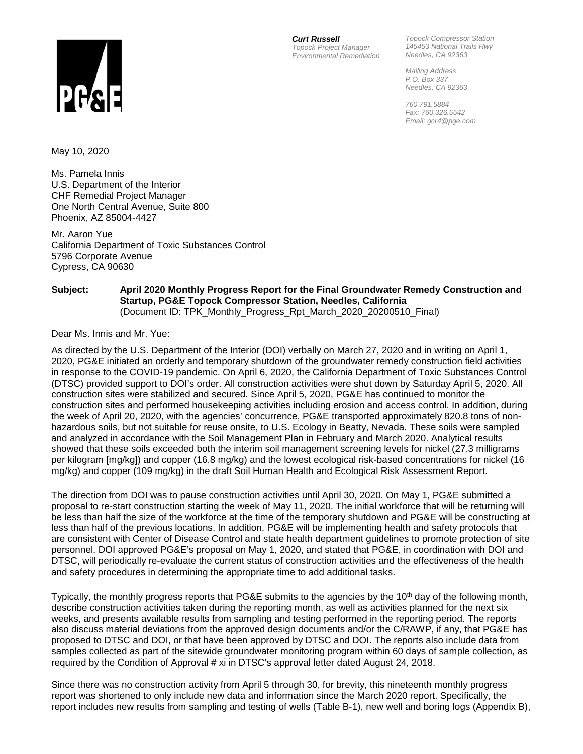PG&E

**_Curt Russell_**
_Topock Project Manager_
_Environmental Remediation_

_Topock Compressor Station_
_145453 National Trails Hwy_
_Needles, CA 92363_

_Mailing Address_
_P.O. Box 337_
_Needles, CA 92363_

_760.791.5884_
_Fax: 760.326.5542_
_Email: gcr4@pge.com_

May 10, 2020

Ms. Pamela Innis
U.S. Department of the Interior
CHF Remedial Project Manager
One North Central Avenue, Suite 800
Phoenix, AZ 85004-4427

Mr. Aaron Yue
California Department of Toxic Substances Control
5796 Corporate Avenue
Cypress, CA 90630

**Subject: April 2020 Monthly Progress Report for the Final Groundwater Remedy Construction and Startup, PG&E Topock Compressor Station, Needles, California**
(Document ID: TPK_Monthly_Progress_Rpt_March_2020_20200510_Final)

Dear Ms. Innis and Mr. Yue:

As directed by the U.S. Department of the Interior (DOI) verbally on March 27, 2020 and in writing on April 1, 2020, PG&E initiated an orderly and temporary shutdown of the groundwater remedy construction field activities in response to the COVID-19 pandemic. On April 6, 2020, the California Department of Toxic Substances Control (DTSC) provided support to DOI's order. All construction activities were shut down by Saturday April 5, 2020. All construction sites were stabilized and secured. Since April 5, 2020, PG&E has continued to monitor the construction sites and performed housekeeping activities including erosion and access control. In addition, during the week of April 20, 2020, with the agencies' concurrence, PG&E transported approximately 820.8 tons of non-hazardous soils, but not suitable for reuse onsite, to U.S. Ecology in Beatty, Nevada. These soils were sampled and analyzed in accordance with the Soil Management Plan in February and March 2020. Analytical results showed that these soils exceeded both the interim soil management screening levels for nickel (27.3 milligrams per kilogram [mg/kg]) and copper (16.8 mg/kg) and the lowest ecological risk-based concentrations for nickel (16 mg/kg) and copper (109 mg/kg) in the draft Soil Human Health and Ecological Risk Assessment Report.

The direction from DOI was to pause construction activities until April 30, 2020. On May 1, PG&E submitted a proposal to re-start construction starting the week of May 11, 2020. The initial workforce that will be returning will be less than half the size of the workforce at the time of the temporary shutdown and PG&E will be constructing at less than half of the previous locations. In addition, PG&E will be implementing health and safety protocols that are consistent with Center of Disease Control and state health department guidelines to promote protection of site personnel. DOI approved PG&E's proposal on May 1, 2020, and stated that PG&E, in coordination with DOI and DTSC, will periodically re-evaluate the current status of construction activities and the effectiveness of the health and safety procedures in determining the appropriate time to add additional tasks.

Typically, the monthly progress reports that PG&E submits to the agencies by the 10th day of the following month, describe construction activities taken during the reporting month, as well as activities planned for the next six weeks, and presents available results from sampling and testing performed in the reporting period. The reports also discuss material deviations from the approved design documents and/or the C/RAWP, if any, that PG&E has proposed to DTSC and DOI, or that have been approved by DTSC and DOI. The reports also include data from samples collected as part of the sitewide groundwater monitoring program within 60 days of sample collection, as required by the Condition of Approval # xi in DTSC's approval letter dated August 24, 2018.

Since there was no construction activity from April 5 through 30, for brevity, this nineteenth monthly progress report was shortened to only include new data and information since the March 2020 report. Specifically, the report includes new results from sampling and testing of wells (Table B-1), new well and boring logs (Appendix B),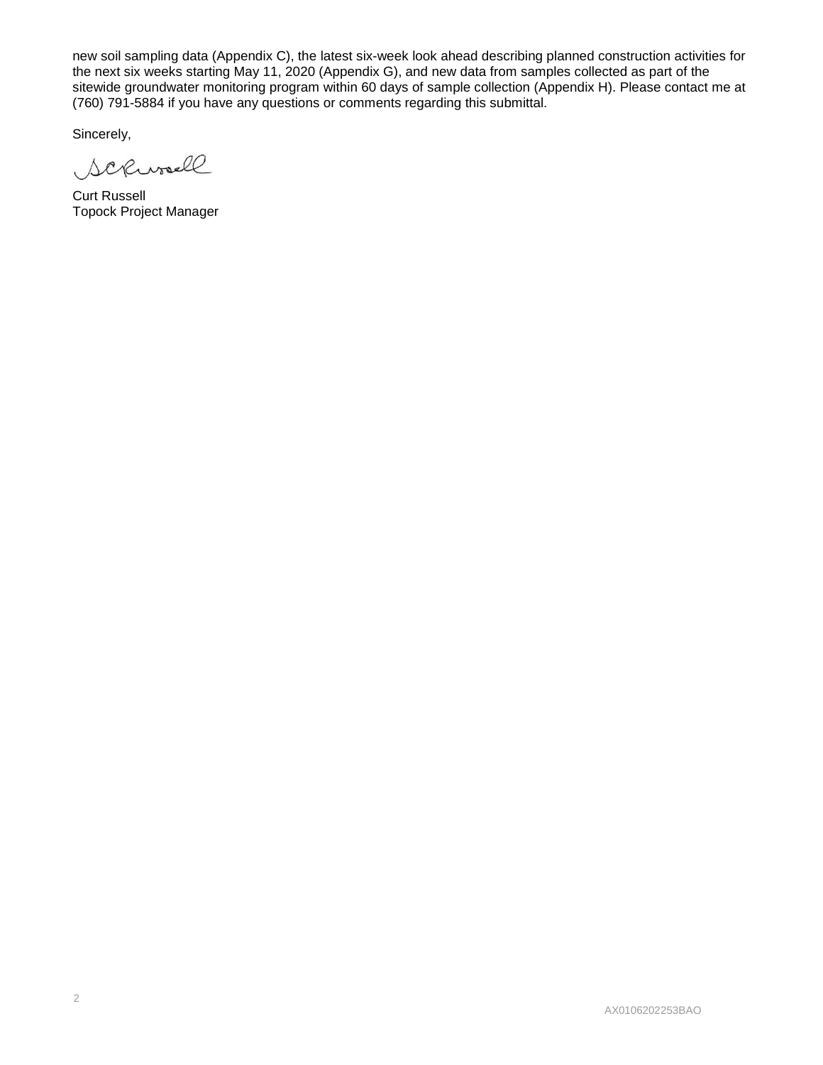new soil sampling data (Appendix C), the latest six-week look ahead describing planned construction activities for the next six weeks starting May 11, 2020 (Appendix G), and new data from samples collected as part of the sitewide groundwater monitoring program within 60 days of sample collection (Appendix H). Please contact me at (760) 791-5884 if you have any questions or comments regarding this submittal.

Sincerely,

Curt Russell
Topock Project Manager

AX0106202253BAO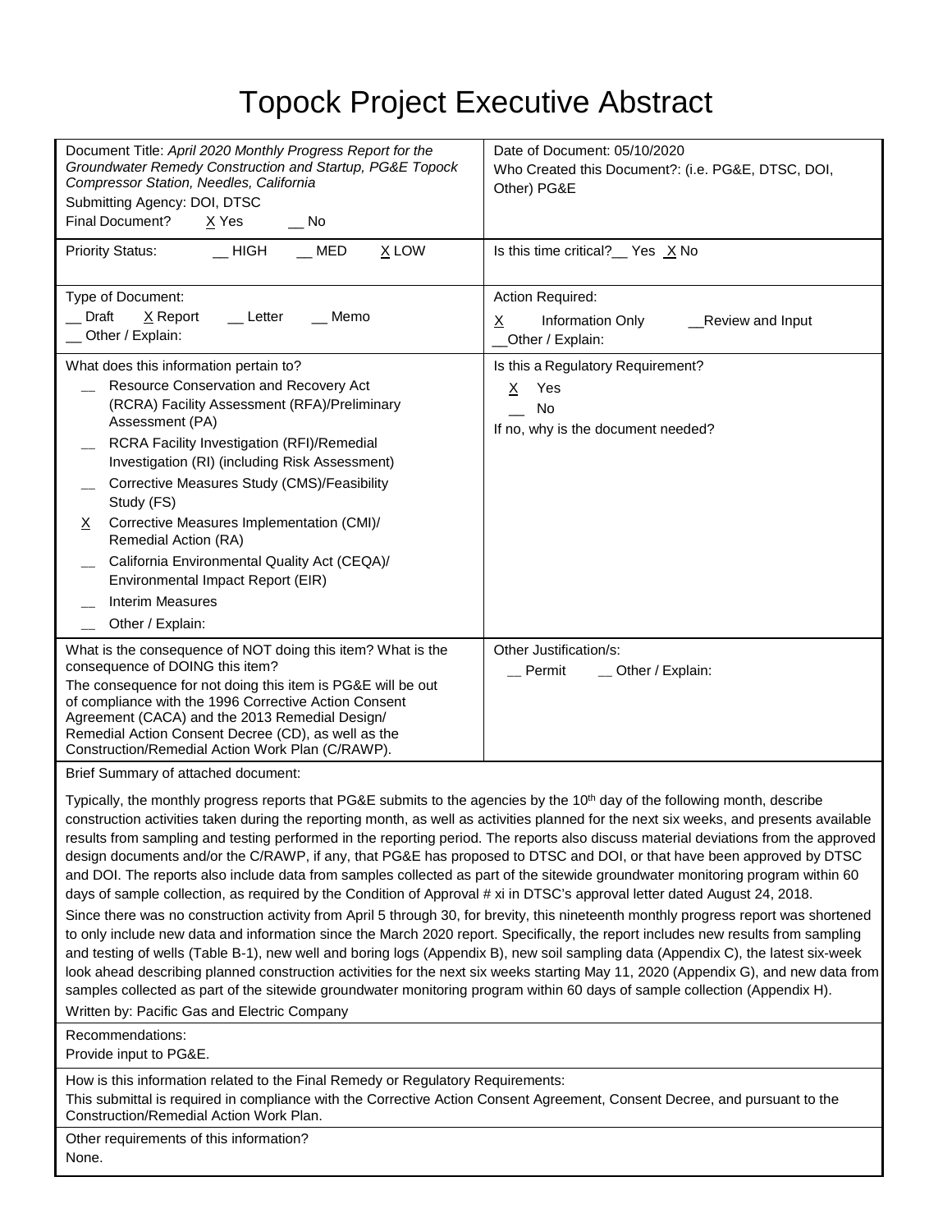# Topock Project Executive Abstract

| | |
|---|---|
| Document Title: *April 2020 Monthly Progress Report for the Groundwater Remedy Construction and Startup, PG&E Topock Compressor Station, Needles, California*<br>Submitting Agency: DOI, DTSC<br>Final Document? X Yes __ No | Date of Document: 05/10/2020<br>Who Created this Document?: (i.e. PG&E, DTSC, DOI, Other) PG&E |
| Priority Status: __ HIGH __ MED X LOW | Is this time critical?__ Yes X No |
| Type of Document:<br>__ Draft X Report __ Letter __ Memo<br>__ Other / Explain: | Action Required:<br>X Information Only __Review and Input<br>__Other / Explain: |
| What does this information pertain to?<br>__ Resource Conservation and Recovery Act (RCRA) Facility Assessment (RFA)/Preliminary Assessment (PA)<br>__ RCRA Facility Investigation (RFI)/Remedial Investigation (RI) (including Risk Assessment)<br>__ Corrective Measures Study (CMS)/Feasibility Study (FS)<br>X Corrective Measures Implementation (CMI)/ Remedial Action (RA)<br>__ California Environmental Quality Act (CEQA)/ Environmental Impact Report (EIR)<br>__ Interim Measures<br>__ Other / Explain: | Is this a Regulatory Requirement?<br>X Yes<br>__ No<br>If no, why is the document needed? |
| What is the consequence of NOT doing this item? What is the consequence of DOING this item?<br>The consequence for not doing this item is PG&E will be out of compliance with the 1996 Corrective Action Consent Agreement (CACA) and the 2013 Remedial Design/ Remedial Action Consent Decree (CD), as well as the Construction/Remedial Action Work Plan (C/RAWP). | Other Justification/s:<br>__ Permit __ Other / Explain: |

Brief Summary of attached document:

Typically, the monthly progress reports that PG&E submits to the agencies by the 10th day of the following month, describe construction activities taken during the reporting month, as well as activities planned for the next six weeks, and presents available results from sampling and testing performed in the reporting period. The reports also discuss material deviations from the approved design documents and/or the C/RAWP, if any, that PG&E has proposed to DTSC and DOI, or that have been approved by DTSC and DOI. The reports also include data from samples collected as part of the sitewide groundwater monitoring program within 60 days of sample collection, as required by the Condition of Approval # xi in DTSC's approval letter dated August 24, 2018.

Since there was no construction activity from April 5 through 30, for brevity, this nineteenth monthly progress report was shortened to only include new data and information since the March 2020 report. Specifically, the report includes new results from sampling and testing of wells (Table B-1), new well and boring logs (Appendix B), new soil sampling data (Appendix C), the latest six-week look ahead describing planned construction activities for the next six weeks starting May 11, 2020 (Appendix G), and new data from samples collected as part of the sitewide groundwater monitoring program within 60 days of sample collection (Appendix H).

Written by: Pacific Gas and Electric Company

Recommendations:
Provide input to PG&E.

How is this information related to the Final Remedy or Regulatory Requirements:
This submittal is required in compliance with the Corrective Action Consent Agreement, Consent Decree, and pursuant to the Construction/Remedial Action Work Plan.

Other requirements of this information?
None.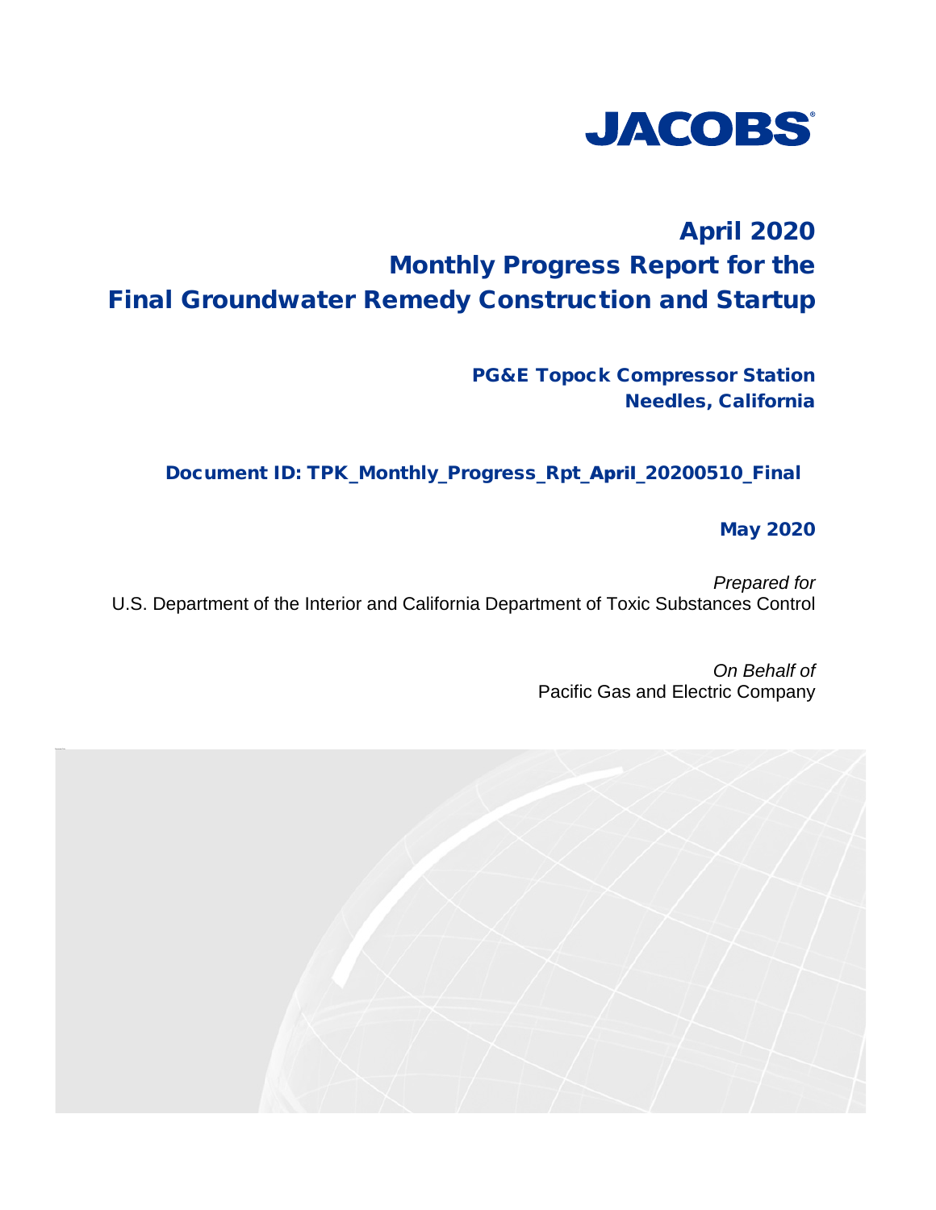JACOBS®

# April 2020 Monthly Progress Report for the Final Groundwater Remedy Construction and Startup

## PG&E Topock Compressor Station Needles, California

### Document ID: TPK_Monthly_Progress_Rpt_April_20200510_Final

May 2020

*Prepared for*
U.S. Department of the Interior and California Department of Toxic Substances Control

*On Behalf of*
Pacific Gas and Electric Company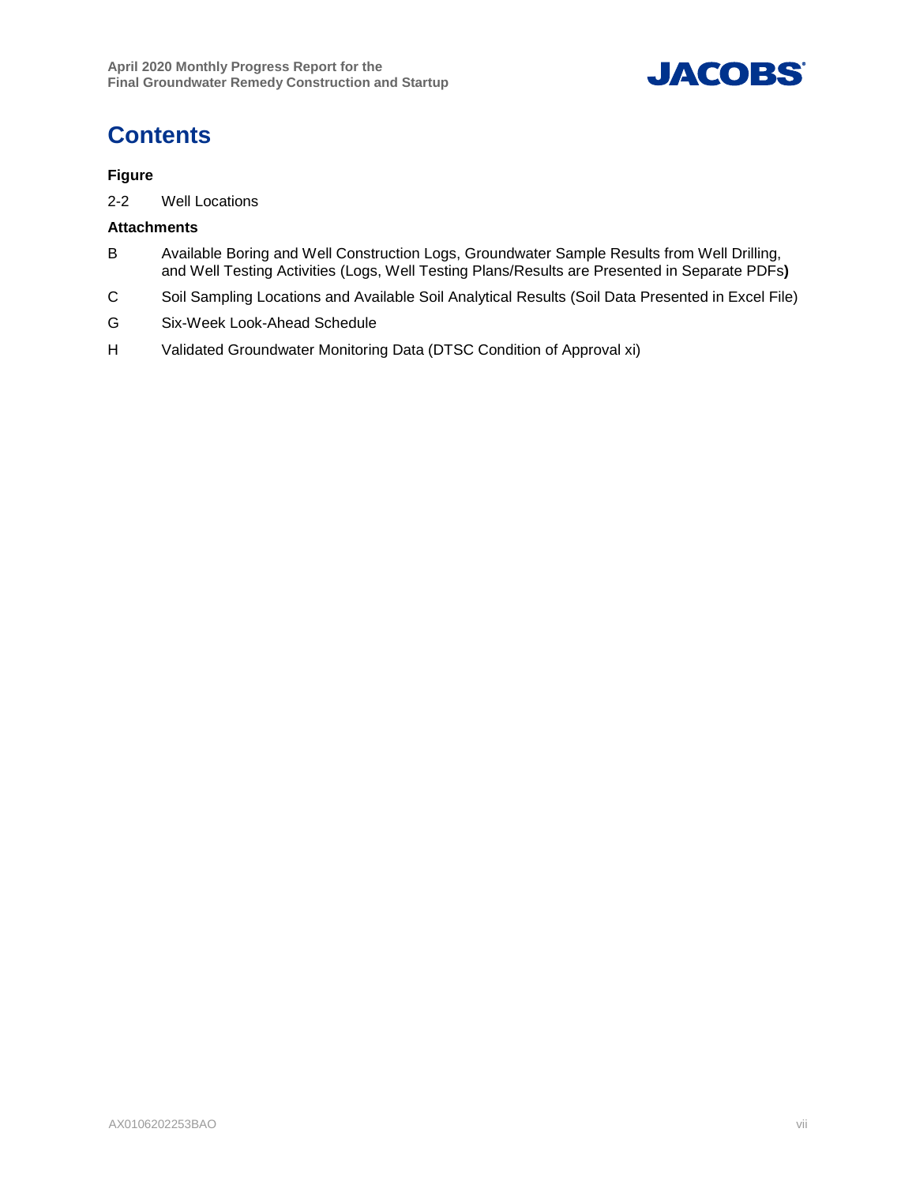# Contents

### Figure

2-2 Well Locations

### Attachments

B Available Boring and Well Construction Logs, Groundwater Sample Results from Well Drilling, and Well Testing Activities (Logs, Well Testing Plans/Results are Presented in Separate PDFs)

C Soil Sampling Locations and Available Soil Analytical Results (Soil Data Presented in Excel File)

G Six-Week Look-Ahead Schedule

H Validated Groundwater Monitoring Data (DTSC Condition of Approval xi)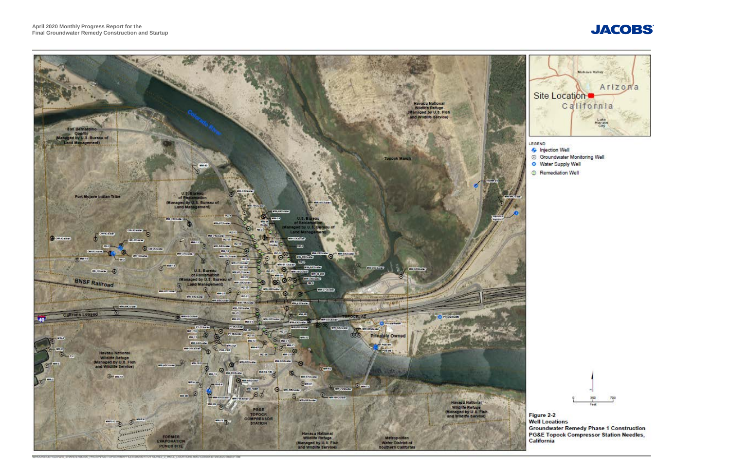LEGEND

- Injection Well
- Groundwater Monitoring Well
- Water Supply Well
- Remediation Well

**Figure 2-2**
**Well Locations**
**Groundwater Remedy Phase 1 Construction**
**PG&E Topock Compressor Station Needles, California**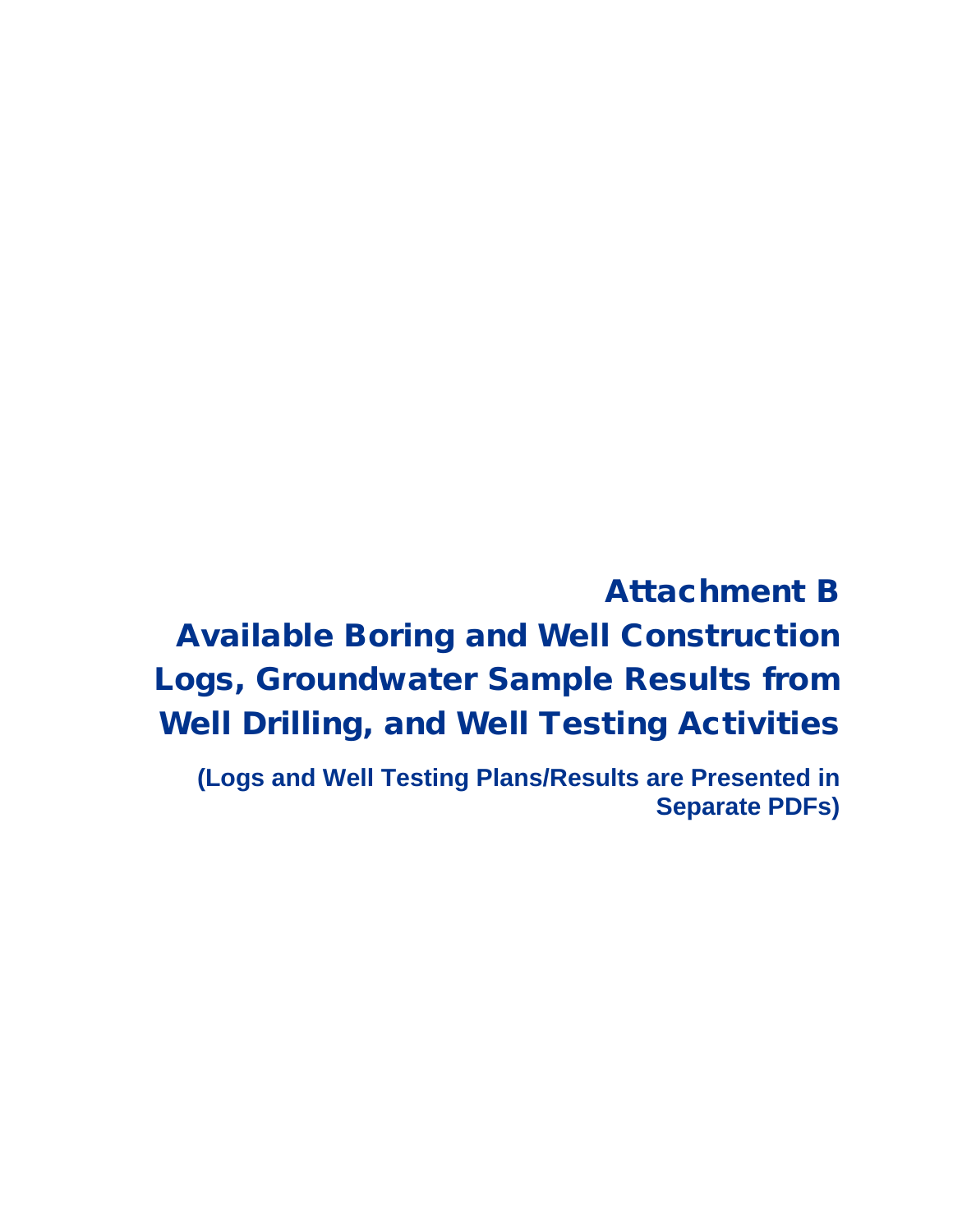# Attachment B

# Available Boring and Well Construction Logs, Groundwater Sample Results from Well Drilling, and Well Testing Activities

**(Logs and Well Testing Plans/Results are Presented in Separate PDFs)**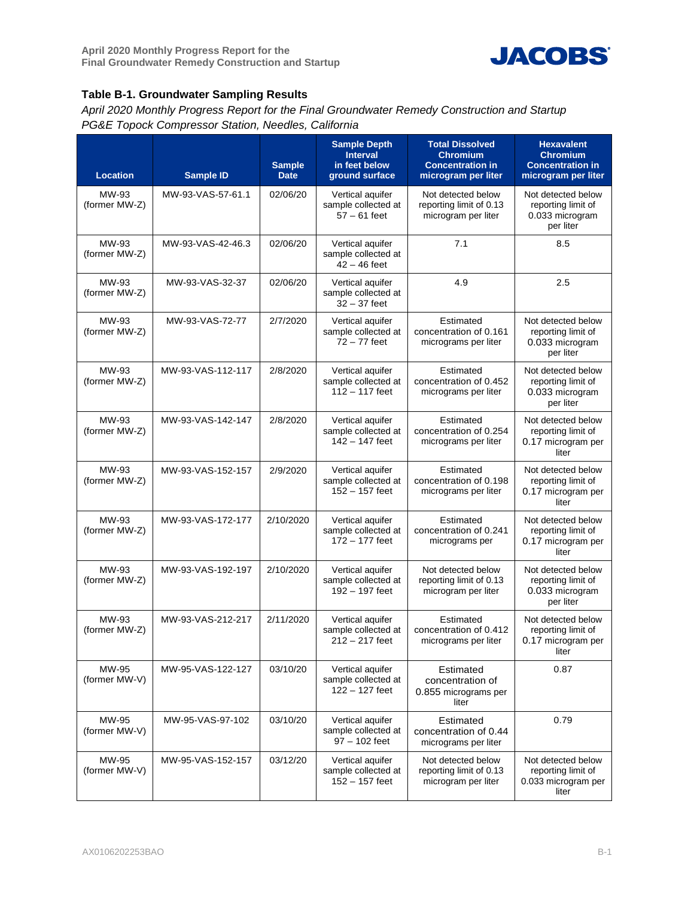### Table B-1. Groundwater Sampling Results

*April 2020 Monthly Progress Report for the Final Groundwater Remedy Construction and Startup*
*PG&E Topock Compressor Station, Needles, California*

| Location | Sample ID | Sample Date | Sample Depth Interval in feet below ground surface | Total Dissolved Chromium Concentration in microgram per liter | Hexavalent Chromium Concentration in microgram per liter |
|---|---|---|---|---|---|
| MW-93 (former MW-Z) | MW-93-VAS-57-61.1 | 02/06/20 | Vertical aquifer sample collected at 57 – 61 feet | Not detected below reporting limit of 0.13 microgram per liter | Not detected below reporting limit of 0.033 microgram per liter |
| MW-93 (former MW-Z) | MW-93-VAS-42-46.3 | 02/06/20 | Vertical aquifer sample collected at 42 – 46 feet | 7.1 | 8.5 |
| MW-93 (former MW-Z) | MW-93-VAS-32-37 | 02/06/20 | Vertical aquifer sample collected at 32 – 37 feet | 4.9 | 2.5 |
| MW-93 (former MW-Z) | MW-93-VAS-72-77 | 2/7/2020 | Vertical aquifer sample collected at 72 – 77 feet | Estimated concentration of 0.161 micrograms per liter | Not detected below reporting limit of 0.033 microgram per liter |
| MW-93 (former MW-Z) | MW-93-VAS-112-117 | 2/8/2020 | Vertical aquifer sample collected at 112 – 117 feet | Estimated concentration of 0.452 micrograms per liter | Not detected below reporting limit of 0.033 microgram per liter |
| MW-93 (former MW-Z) | MW-93-VAS-142-147 | 2/8/2020 | Vertical aquifer sample collected at 142 – 147 feet | Estimated concentration of 0.254 micrograms per liter | Not detected below reporting limit of 0.17 microgram per liter |
| MW-93 (former MW-Z) | MW-93-VAS-152-157 | 2/9/2020 | Vertical aquifer sample collected at 152 – 157 feet | Estimated concentration of 0.198 micrograms per liter | Not detected below reporting limit of 0.17 microgram per liter |
| MW-93 (former MW-Z) | MW-93-VAS-172-177 | 2/10/2020 | Vertical aquifer sample collected at 172 – 177 feet | Estimated concentration of 0.241 micrograms per | Not detected below reporting limit of 0.17 microgram per liter |
| MW-93 (former MW-Z) | MW-93-VAS-192-197 | 2/10/2020 | Vertical aquifer sample collected at 192 – 197 feet | Not detected below reporting limit of 0.13 microgram per liter | Not detected below reporting limit of 0.033 microgram per liter |
| MW-93 (former MW-Z) | MW-93-VAS-212-217 | 2/11/2020 | Vertical aquifer sample collected at 212 – 217 feet | Estimated concentration of 0.412 micrograms per liter | Not detected below reporting limit of 0.17 microgram per liter |
| MW-95 (former MW-V) | MW-95-VAS-122-127 | 03/10/20 | Vertical aquifer sample collected at 122 – 127 feet | Estimated concentration of 0.855 micrograms per liter | 0.87 |
| MW-95 (former MW-V) | MW-95-VAS-97-102 | 03/10/20 | Vertical aquifer sample collected at 97 – 102 feet | Estimated concentration of 0.44 micrograms per liter | 0.79 |
| MW-95 (former MW-V) | MW-95-VAS-152-157 | 03/12/20 | Vertical aquifer sample collected at 152 – 157 feet | Not detected below reporting limit of 0.13 microgram per liter | Not detected below reporting limit of 0.033 microgram per liter |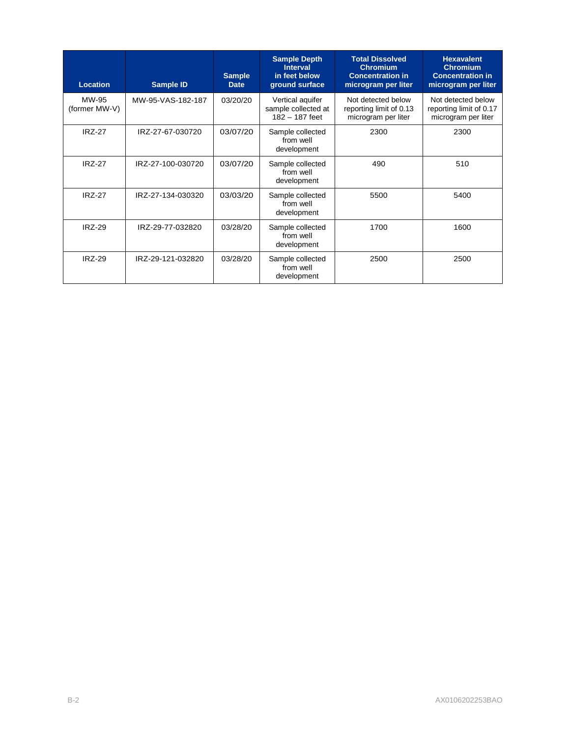| Location | Sample ID | Sample Date | Sample Depth Interval in feet below ground surface | Total Dissolved Chromium Concentration in microgram per liter | Hexavalent Chromium Concentration in microgram per liter |
|---|---|---|---|---|---|
| MW-95 (former MW-V) | MW-95-VAS-182-187 | 03/20/20 | Vertical aquifer sample collected at 182 – 187 feet | Not detected below reporting limit of 0.13 microgram per liter | Not detected below reporting limit of 0.17 microgram per liter |
| IRZ-27 | IRZ-27-67-030720 | 03/07/20 | Sample collected from well development | 2300 | 2300 |
| IRZ-27 | IRZ-27-100-030720 | 03/07/20 | Sample collected from well development | 490 | 510 |
| IRZ-27 | IRZ-27-134-030320 | 03/03/20 | Sample collected from well development | 5500 | 5400 |
| IRZ-29 | IRZ-29-77-032820 | 03/28/20 | Sample collected from well development | 1700 | 1600 |
| IRZ-29 | IRZ-29-121-032820 | 03/28/20 | Sample collected from well development | 2500 | 2500 |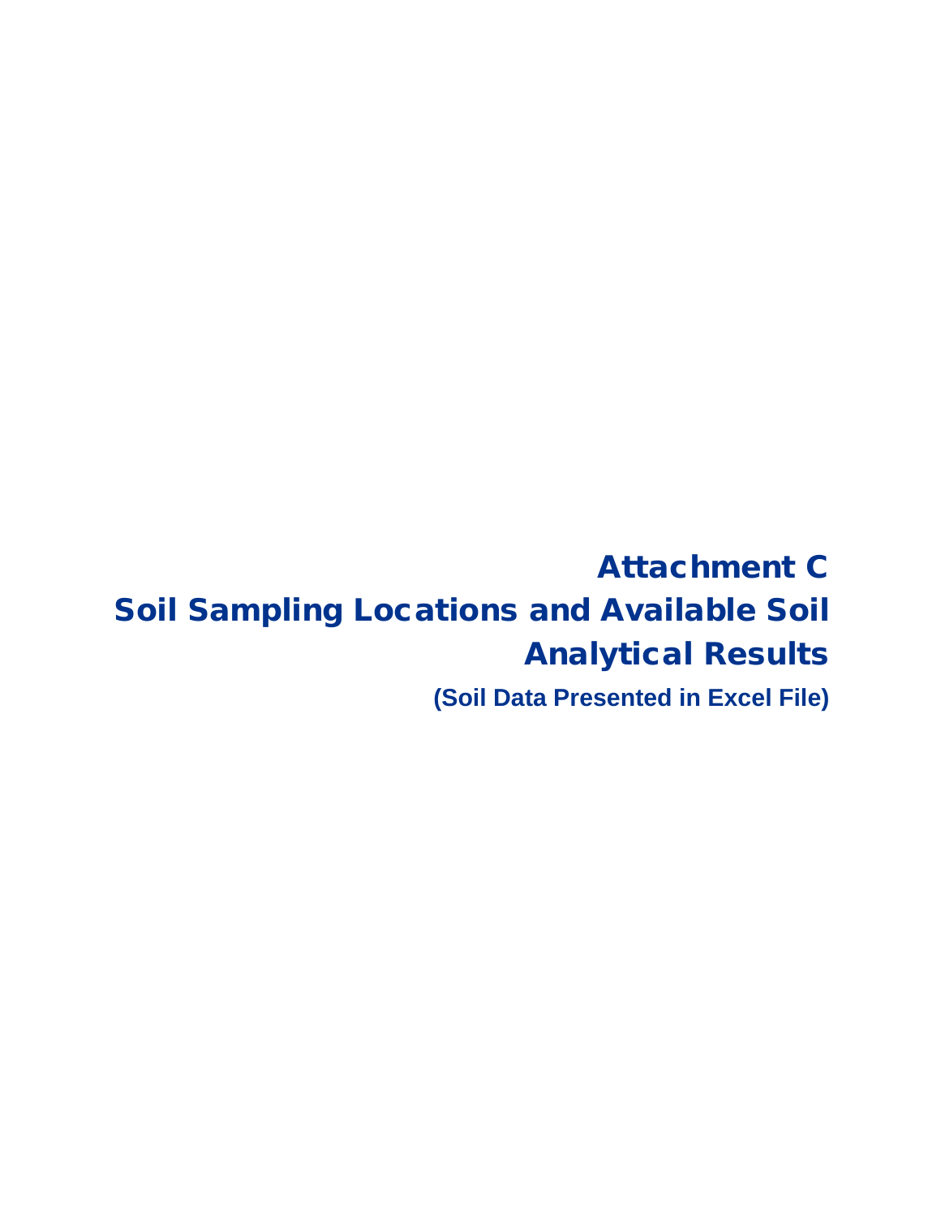# Attachment C
# Soil Sampling Locations and Available Soil Analytical Results

**(Soil Data Presented in Excel File)**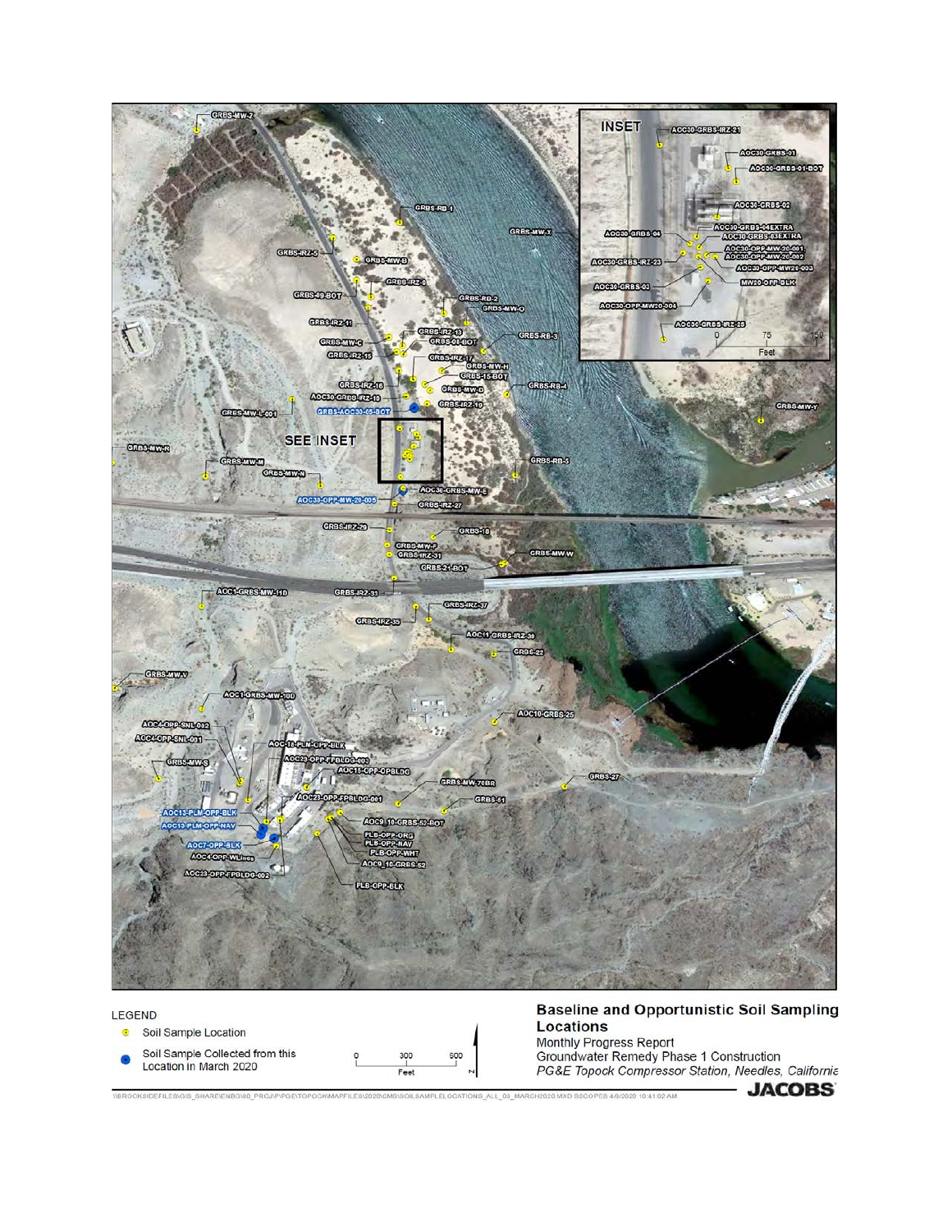**LEGEND**

- Soil Sample Location
- Soil Sample Collected from this Location in March 2020

## Baseline and Opportunistic Soil Sampling Locations

Monthly Progress Report
Groundwater Remedy Phase 1 Construction
*PG&E Topock Compressor Station, Needles, California*

**JACOBS**

\\BROOKSIDEFILES\GIS_SHARE\ENBG\00_PROJ\P\PGE\TOPOCK\MAPFILES\2020\GMS\SOILSAMPLELOCATIONS_ALL_03_MARCH2020.MXD SSCOPES 4/6/2020 10:41:02 AM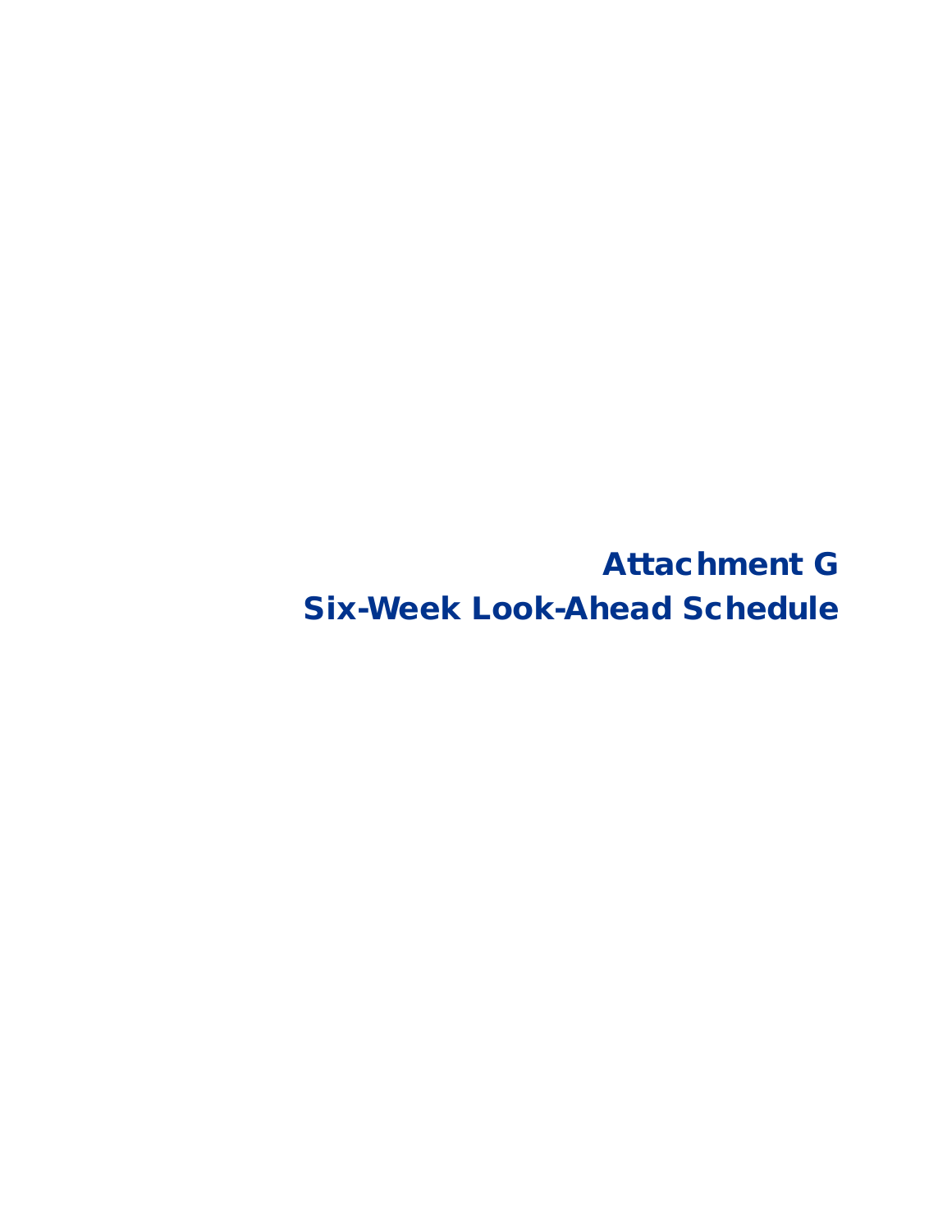# Attachment G
# Six-Week Look-Ahead Schedule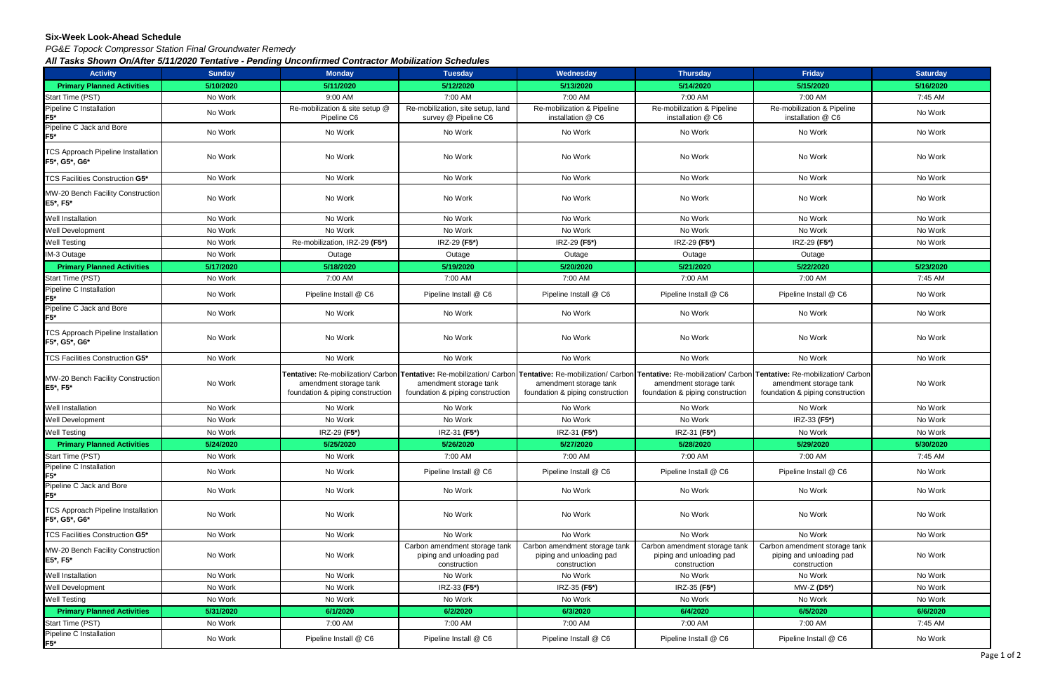**Six-Week Look-Ahead Schedule**

*PG&E Topock Compressor Station Final Groundwater Remedy*

***All Tasks Shown On/After 5/11/2020 Tentative - Pending Unconfirmed Contractor Mobilization Schedules***

| Activity | Sunday | Monday | Tuesday | Wednesday | Thursday | Friday | Saturday |
|---|---|---|---|---|---|---|---|
| **Primary Planned Activities** | 5/10/2020 | 5/11/2020 | 5/12/2020 | 5/13/2020 | 5/14/2020 | 5/15/2020 | 5/16/2020 |
| Start Time (PST) | No Work | 9:00 AM | 7:00 AM | 7:00 AM | 7:00 AM | 7:00 AM | 7:45 AM |
| Pipeline C Installation **F5*** | No Work | Re-mobilization & site setup @ Pipeline C6 | Re-mobilization, site setup, land survey @ Pipeline C6 | Re-mobilization & Pipeline installation @ C6 | Re-mobilization & Pipeline installation @ C6 | Re-mobilization & Pipeline installation @ C6 | No Work |
| Pipeline C Jack and Bore **F5*** | No Work | No Work | No Work | No Work | No Work | No Work | No Work |
| TCS Approach Pipeline Installation **F5*, G5*, G6*** | No Work | No Work | No Work | No Work | No Work | No Work | No Work |
| TCS Facilities Construction **G5*** | No Work | No Work | No Work | No Work | No Work | No Work | No Work |
| MW-20 Bench Facility Construction **E5*, F5*** | No Work | No Work | No Work | No Work | No Work | No Work | No Work |
| Well Installation | No Work | No Work | No Work | No Work | No Work | No Work | No Work |
| Well Development | No Work | No Work | No Work | No Work | No Work | No Work | No Work |
| Well Testing | No Work | Re-mobilization, IRZ-29 **(F5*)** | IRZ-29 **(F5*)** | IRZ-29 **(F5*)** | IRZ-29 **(F5*)** | IRZ-29 **(F5*)** | No Work |
| IM-3 Outage | No Work | Outage | Outage | Outage | Outage | Outage | |
| **Primary Planned Activities** | 5/17/2020 | 5/18/2020 | 5/19/2020 | 5/20/2020 | 5/21/2020 | 5/22/2020 | 5/23/2020 |
| Start Time (PST) | No Work | 7:00 AM | 7:00 AM | 7:00 AM | 7:00 AM | 7:00 AM | 7:45 AM |
| Pipeline C Installation **F5*** | No Work | Pipeline Install @ C6 | Pipeline Install @ C6 | Pipeline Install @ C6 | Pipeline Install @ C6 | Pipeline Install @ C6 | No Work |
| Pipeline C Jack and Bore **F5*** | No Work | No Work | No Work | No Work | No Work | No Work | No Work |
| TCS Approach Pipeline Installation **F5*, G5*, G6*** | No Work | No Work | No Work | No Work | No Work | No Work | No Work |
| TCS Facilities Construction **G5*** | No Work | No Work | No Work | No Work | No Work | No Work | No Work |
| MW-20 Bench Facility Construction **E5*, F5*** | No Work | **Tentative:** Re-mobilization/ Carbon amendment storage tank foundation & piping construction | **Tentative:** Re-mobilization/ Carbon amendment storage tank foundation & piping construction | **Tentative:** Re-mobilization/ Carbon amendment storage tank foundation & piping construction | **Tentative:** Re-mobilization/ Carbon amendment storage tank foundation & piping construction | **Tentative:** Re-mobilization/ Carbon amendment storage tank foundation & piping construction | No Work |
| Well Installation | No Work | No Work | No Work | No Work | No Work | No Work | No Work |
| Well Development | No Work | No Work | No Work | No Work | No Work | IRZ-33 **(F5*)** | No Work |
| Well Testing | No Work | IRZ-29 **(F5*)** | IRZ-31 **(F5*)** | IRZ-31 **(F5*)** | IRZ-31 **(F5*)** | No Work | No Work |
| **Primary Planned Activities** | 5/24/2020 | 5/25/2020 | 5/26/2020 | 5/27/2020 | 5/28/2020 | 5/29/2020 | 5/30/2020 |
| Start Time (PST) | No Work | No Work | 7:00 AM | 7:00 AM | 7:00 AM | 7:00 AM | 7:45 AM |
| Pipeline C Installation **F5*** | No Work | No Work | Pipeline Install @ C6 | Pipeline Install @ C6 | Pipeline Install @ C6 | Pipeline Install @ C6 | No Work |
| Pipeline C Jack and Bore **F5*** | No Work | No Work | No Work | No Work | No Work | No Work | No Work |
| TCS Approach Pipeline Installation **F5*, G5*, G6*** | No Work | No Work | No Work | No Work | No Work | No Work | No Work |
| TCS Facilities Construction **G5*** | No Work | No Work | No Work | No Work | No Work | No Work | No Work |
| MW-20 Bench Facility Construction **E5*, F5*** | No Work | No Work | Carbon amendment storage tank piping and unloading pad construction | Carbon amendment storage tank piping and unloading pad construction | Carbon amendment storage tank piping and unloading pad construction | Carbon amendment storage tank piping and unloading pad construction | No Work |
| Well Installation | No Work | No Work | No Work | No Work | No Work | No Work | No Work |
| Well Development | No Work | No Work | IRZ-33 **(F5*)** | IRZ-35 **(F5*)** | IRZ-35 **(F5*)** | MW-Z **(D5*)** | No Work |
| Well Testing | No Work | No Work | No Work | No Work | No Work | No Work | No Work |
| **Primary Planned Activities** | 5/31/2020 | 6/1/2020 | 6/2/2020 | 6/3/2020 | 6/4/2020 | 6/5/2020 | 6/6/2020 |
| Start Time (PST) | No Work | 7:00 AM | 7:00 AM | 7:00 AM | 7:00 AM | 7:00 AM | 7:45 AM |
| Pipeline C Installation **F5*** | No Work | Pipeline Install @ C6 | Pipeline Install @ C6 | Pipeline Install @ C6 | Pipeline Install @ C6 | Pipeline Install @ C6 | No Work |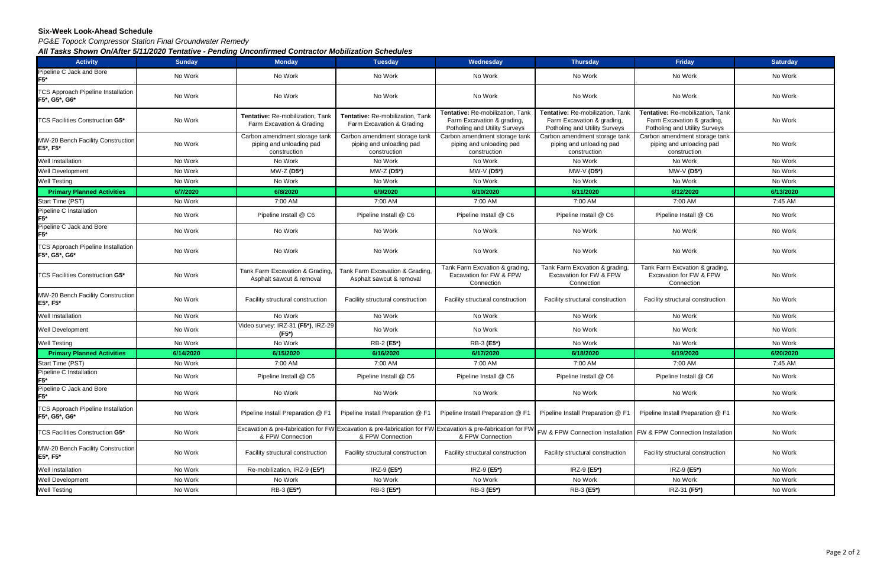**Six-Week Look-Ahead Schedule**

*PG&E Topock Compressor Station Final Groundwater Remedy*

***All Tasks Shown On/After 5/11/2020 Tentative - Pending Unconfirmed Contractor Mobilization Schedules***

| Activity | Sunday | Monday | Tuesday | Wednesday | Thursday | Friday | Saturday |
|---|---|---|---|---|---|---|---|
| Pipeline C Jack and Bore **F5*** | No Work | No Work | No Work | No Work | No Work | No Work | No Work |
| TCS Approach Pipeline Installation **F5*, G5*, G6*** | No Work | No Work | No Work | No Work | No Work | No Work | No Work |
| TCS Facilities Construction **G5*** | No Work | **Tentative:** Re-mobilization, Tank Farm Excavation & Grading | **Tentative:** Re-mobilization, Tank Farm Excavation & Grading | **Tentative:** Re-mobilization, Tank Farm Excavation & grading, Potholing and Utility Surveys | **Tentative:** Re-mobilization, Tank Farm Excavation & grading, Potholing and Utility Surveys | **Tentative:** Re-mobilization, Tank Farm Excavation & grading, Potholing and Utility Surveys | No Work |
| MW-20 Bench Facility Construction **E5*, F5*** | No Work | Carbon amendment storage tank piping and unloading pad construction | Carbon amendment storage tank piping and unloading pad construction | Carbon amendment storage tank piping and unloading pad construction | Carbon amendment storage tank piping and unloading pad construction | Carbon amendment storage tank piping and unloading pad construction | No Work |
| Well Installation | No Work | No Work | No Work | No Work | No Work | No Work | No Work |
| Well Development | No Work | MW-Z **(D5*)** | MW-Z **(D5*)** | MW-V **(D5*)** | MW-V **(D5*)** | MW-V **(D5*)** | No Work |
| Well Testing | No Work | No Work | No Work | No Work | No Work | No Work | No Work |
| **Primary Planned Activities** | **6/7/2020** | **6/8/2020** | **6/9/2020** | **6/10/2020** | **6/11/2020** | **6/12/2020** | **6/13/2020** |
| Start Time (PST) | No Work | 7:00 AM | 7:00 AM | 7:00 AM | 7:00 AM | 7:00 AM | 7:45 AM |
| Pipeline C Installation **F5*** | No Work | Pipeline Install @ C6 | Pipeline Install @ C6 | Pipeline Install @ C6 | Pipeline Install @ C6 | Pipeline Install @ C6 | No Work |
| Pipeline C Jack and Bore **F5*** | No Work | No Work | No Work | No Work | No Work | No Work | No Work |
| TCS Approach Pipeline Installation **F5*, G5*, G6*** | No Work | No Work | No Work | No Work | No Work | No Work | No Work |
| TCS Facilities Construction **G5*** | No Work | Tank Farm Excavation & Grading, Asphalt sawcut & removal | Tank Farm Excavation & Grading, Asphalt sawcut & removal | Tank Farm Excvation & grading, Excavation for FW & FPW Connection | Tank Farm Excvation & grading, Excavation for FW & FPW Connection | Tank Farm Excvation & grading, Excavation for FW & FPW Connection | No Work |
| MW-20 Bench Facility Construction **E5*, F5*** | No Work | Facility structural construction | Facility structural construction | Facility structural construction | Facility structural construction | Facility structural construction | No Work |
| Well Installation | No Work | No Work | No Work | No Work | No Work | No Work | No Work |
| Well Development | No Work | Video survey: IRZ-31 **(F5*)**, IRZ-29 **(F5*)** | No Work | No Work | No Work | No Work | No Work |
| Well Testing | No Work | No Work | RB-2 **(E5*)** | RB-3 **(E5*)** | No Work | No Work | No Work |
| **Primary Planned Activities** | **6/14/2020** | **6/15/2020** | **6/16/2020** | **6/17/2020** | **6/18/2020** | **6/19/2020** | **6/20/2020** |
| Start Time (PST) | No Work | 7:00 AM | 7:00 AM | 7:00 AM | 7:00 AM | 7:00 AM | 7:45 AM |
| Pipeline C Installation **F5*** | No Work | Pipeline Install @ C6 | Pipeline Install @ C6 | Pipeline Install @ C6 | Pipeline Install @ C6 | Pipeline Install @ C6 | No Work |
| Pipeline C Jack and Bore **F5*** | No Work | No Work | No Work | No Work | No Work | No Work | No Work |
| TCS Approach Pipeline Installation **F5*, G5*, G6*** | No Work | Pipeline Install Preparation @ F1 | Pipeline Install Preparation @ F1 | Pipeline Install Preparation @ F1 | Pipeline Install Preparation @ F1 | Pipeline Install Preparation @ F1 | No Work |
| TCS Facilities Construction **G5*** | No Work | Excavation & pre-fabrication for FW & FPW Connection | Excavation & pre-fabrication for FW & FPW Connection | Excavation & pre-fabrication for FW & FPW Connection | FW & FPW Connection Installation | FW & FPW Connection Installation | No Work |
| MW-20 Bench Facility Construction **E5*, F5*** | No Work | Facility structural construction | Facility structural construction | Facility structural construction | Facility structural construction | Facility structural construction | No Work |
| Well Installation | No Work | Re-mobilization, IRZ-9 **(E5*)** | IRZ-9 **(E5*)** | IRZ-9 **(E5*)** | IRZ-9 **(E5*)** | IRZ-9 **(E5*)** | No Work |
| Well Development | No Work | No Work | No Work | No Work | No Work | No Work | No Work |
| Well Testing | No Work | RB-3 **(E5*)** | RB-3 **(E5*)** | RB-3 **(E5*)** | RB-3 **(E5*)** | IRZ-31 **(F5*)** | No Work |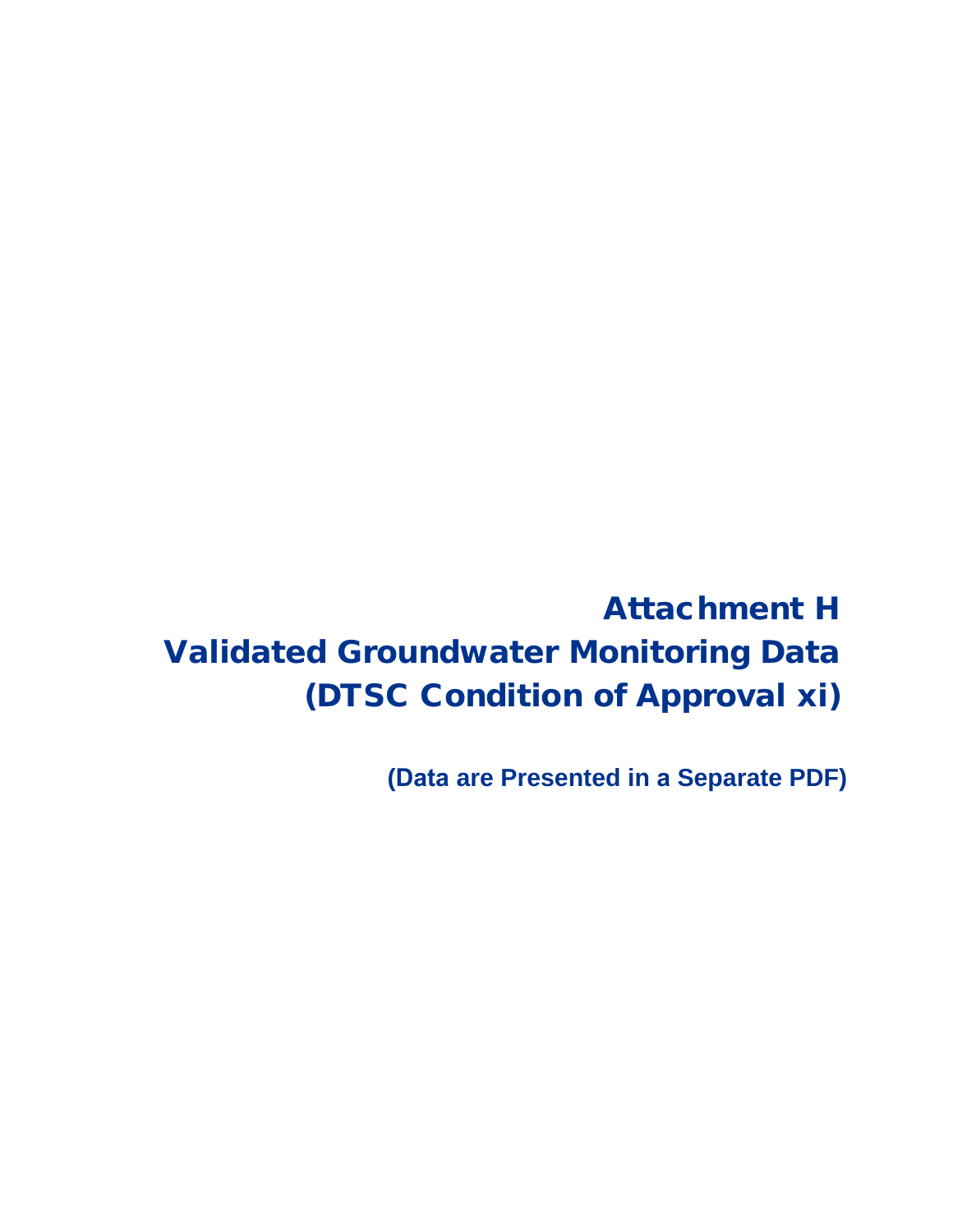# Attachment H
# Validated Groundwater Monitoring Data
# (DTSC Condition of Approval xi)

**(Data are Presented in a Separate PDF)**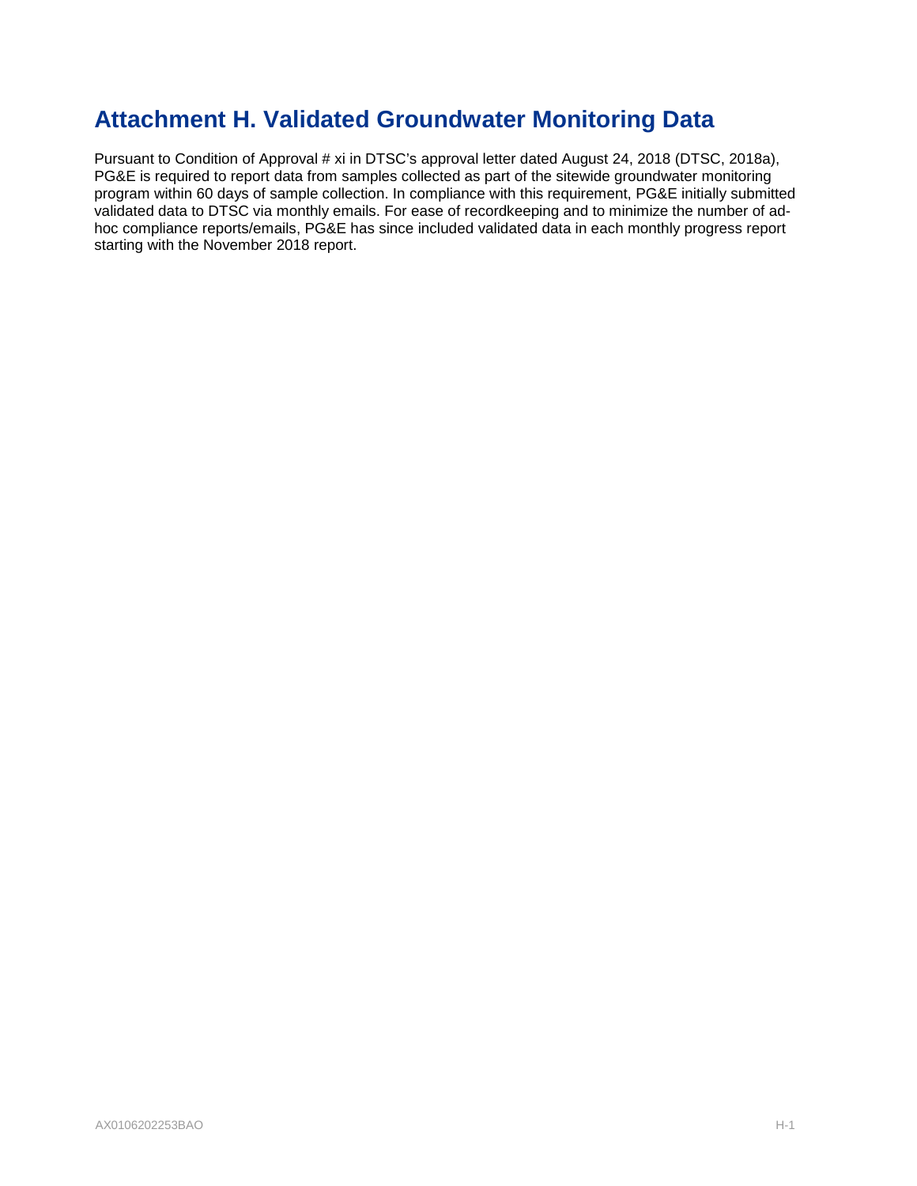# Attachment H. Validated Groundwater Monitoring Data

Pursuant to Condition of Approval # xi in DTSC's approval letter dated August 24, 2018 (DTSC, 2018a), PG&E is required to report data from samples collected as part of the sitewide groundwater monitoring program within 60 days of sample collection. In compliance with this requirement, PG&E initially submitted validated data to DTSC via monthly emails. For ease of recordkeeping and to minimize the number of ad-hoc compliance reports/emails, PG&E has since included validated data in each monthly progress report starting with the November 2018 report.